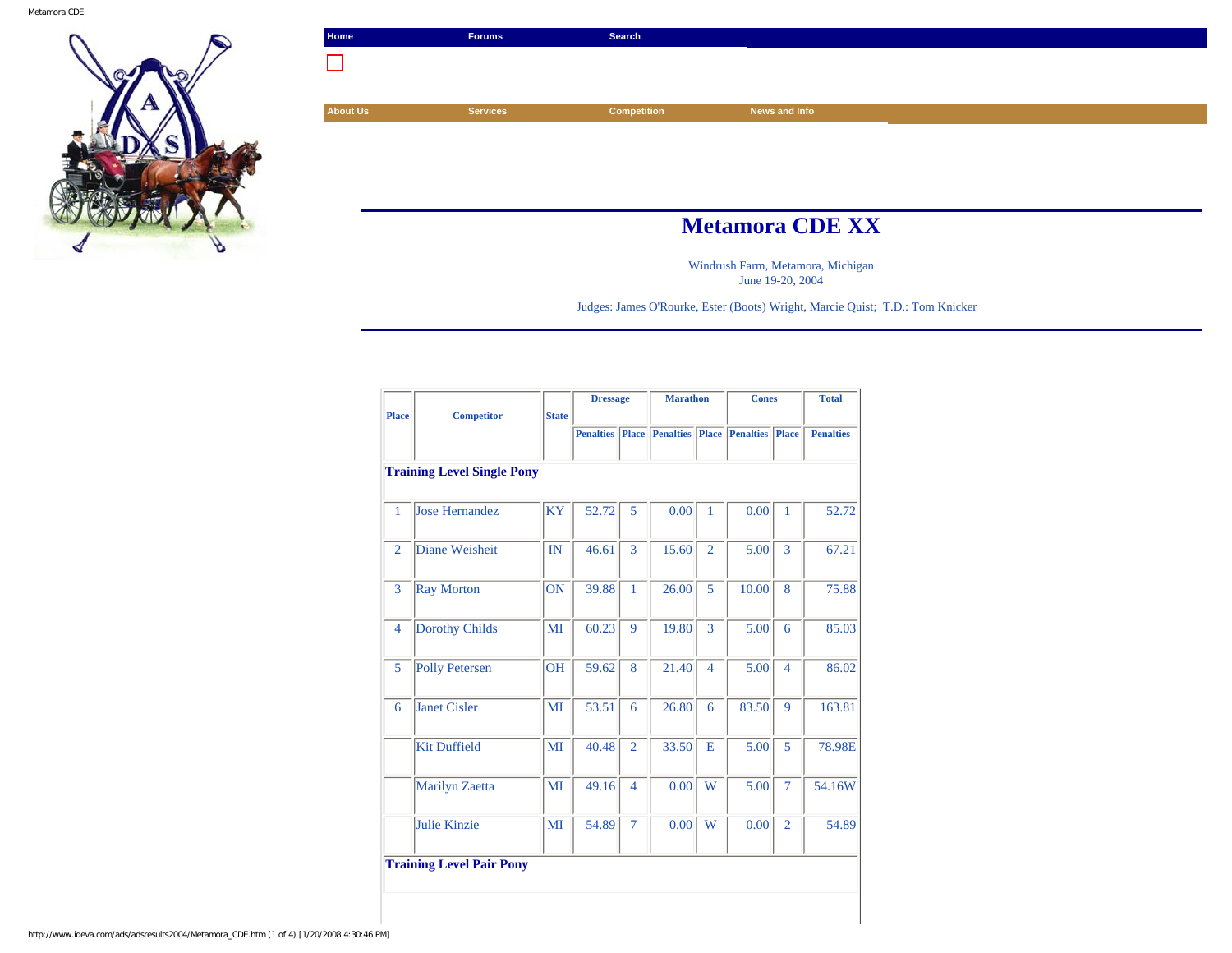Home | Forums | Search

About Us | Services | Competition | News and Info

# Metamora CDE XX

Windrush Farm, Metamora, Michigan
June 19-20, 2004

Judges: James O'Rourke, Ester (Boots) Wright, Marcie Quist; T.D.: Tom Knicker

| Place | Competitor | State | Dressage | | Marathon | | Cones | | Total |
|---|---|---|---|---|---|---|---|---|---|
| | | | Penalties | Place | Penalties | Place | Penalties | Place | Penalties |
| **Training Level Single Pony** | | | | | | | | | |
| 1 | Jose Hernandez | KY | 52.72 | 5 | 0.00 | 1 | 0.00 | 1 | 52.72 |
| 2 | Diane Weisheit | IN | 46.61 | 3 | 15.60 | 2 | 5.00 | 3 | 67.21 |
| 3 | Ray Morton | ON | 39.88 | 1 | 26.00 | 5 | 10.00 | 8 | 75.88 |
| 4 | Dorothy Childs | MI | 60.23 | 9 | 19.80 | 3 | 5.00 | 6 | 85.03 |
| 5 | Polly Petersen | OH | 59.62 | 8 | 21.40 | 4 | 5.00 | 4 | 86.02 |
| 6 | Janet Cisler | MI | 53.51 | 6 | 26.80 | 6 | 83.50 | 9 | 163.81 |
| | Kit Duffield | MI | 40.48 | 2 | 33.50 | E | 5.00 | 5 | 78.98E |
| | Marilyn Zaetta | MI | 49.16 | 4 | 0.00 | W | 5.00 | 7 | 54.16W |
| | Julie Kinzie | MI | 54.89 | 7 | 0.00 | W | 0.00 | 2 | 54.89 |
| **Training Level Pair Pony** | | | | | | | | | |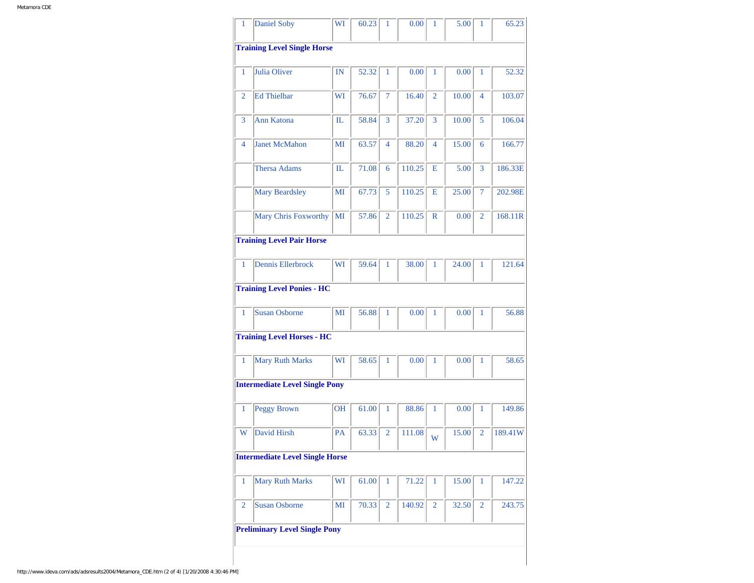| | | | | | | | | | |
|---|---|---|---|---|---|---|---|---|---|
| 1 | Daniel Soby | WI | 60.23 | 1 | 0.00 | 1 | 5.00 | 1 | 65.23 |
| **Training Level Single Horse** | | | | | | | | | |
| 1 | Julia Oliver | IN | 52.32 | 1 | 0.00 | 1 | 0.00 | 1 | 52.32 |
| 2 | Ed Thielbar | WI | 76.67 | 7 | 16.40 | 2 | 10.00 | 4 | 103.07 |
| 3 | Ann Katona | IL | 58.84 | 3 | 37.20 | 3 | 10.00 | 5 | 106.04 |
| 4 | Janet McMahon | MI | 63.57 | 4 | 88.20 | 4 | 15.00 | 6 | 166.77 |
| | Thersa Adams | IL | 71.08 | 6 | 110.25 | E | 5.00 | 3 | 186.33E |
| | Mary Beardsley | MI | 67.73 | 5 | 110.25 | E | 25.00 | 7 | 202.98E |
| | Mary Chris Foxworthy | MI | 57.86 | 2 | 110.25 | R | 0.00 | 2 | 168.11R |
| **Training Level Pair Horse** | | | | | | | | | |
| 1 | Dennis Ellerbrock | WI | 59.64 | 1 | 38.00 | 1 | 24.00 | 1 | 121.64 |
| **Training Level Ponies - HC** | | | | | | | | | |
| 1 | Susan Osborne | MI | 56.88 | 1 | 0.00 | 1 | 0.00 | 1 | 56.88 |
| **Training Level Horses - HC** | | | | | | | | | |
| 1 | Mary Ruth Marks | WI | 58.65 | 1 | 0.00 | 1 | 0.00 | 1 | 58.65 |
| **Intermediate Level Single Pony** | | | | | | | | | |
| 1 | Peggy Brown | OH | 61.00 | 1 | 88.86 | 1 | 0.00 | 1 | 149.86 |
| W | David Hirsh | PA | 63.33 | 2 | 111.08 | W | 15.00 | 2 | 189.41W |
| **Intermediate Level Single Horse** | | | | | | | | | |
| 1 | Mary Ruth Marks | WI | 61.00 | 1 | 71.22 | 1 | 15.00 | 1 | 147.22 |
| 2 | Susan Osborne | MI | 70.33 | 2 | 140.92 | 2 | 32.50 | 2 | 243.75 |
| **Preliminary Level Single Pony** | | | | | | | | | |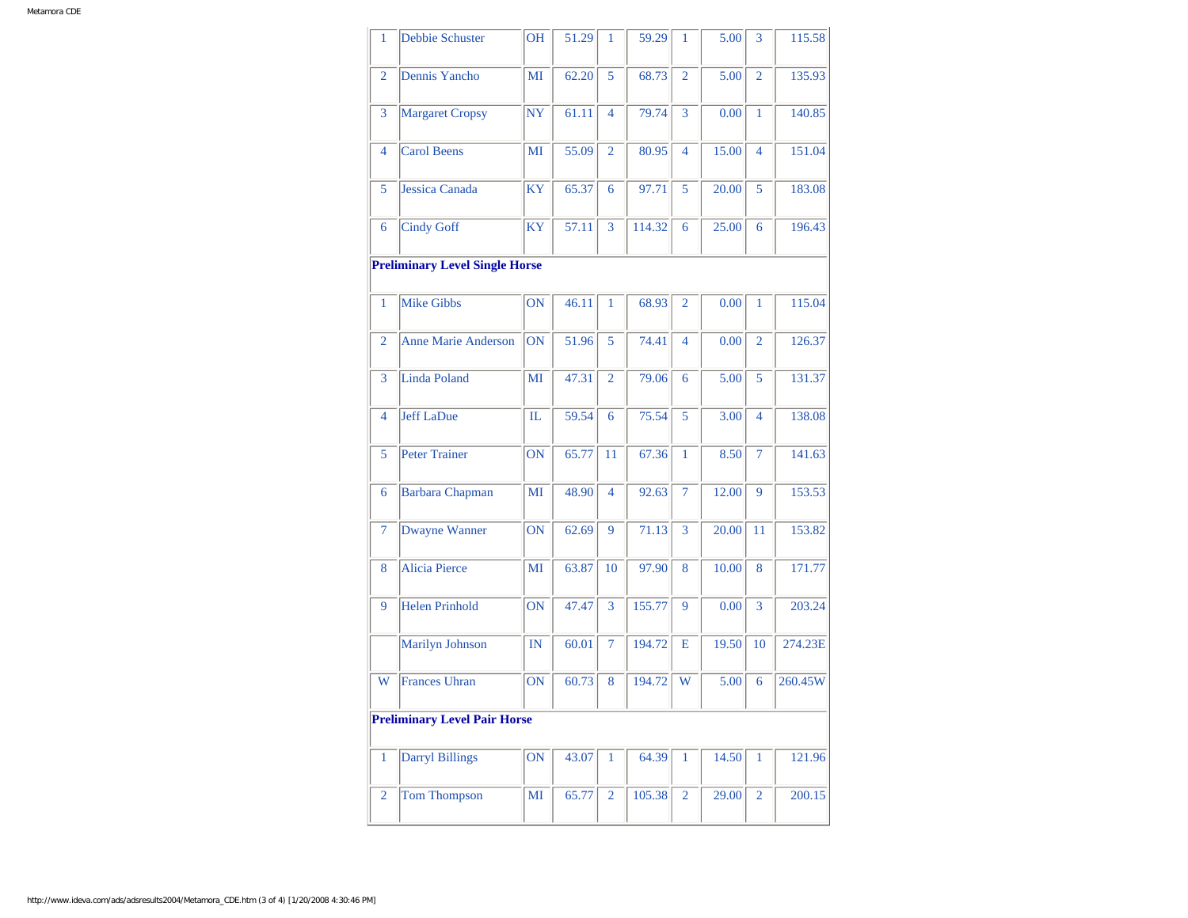| | | | | | | | | | |
|---|---|---|---|---|---|---|---|---|---|
| 1 | Debbie Schuster | OH | 51.29 | 1 | 59.29 | 1 | 5.00 | 3 | 115.58 |
| 2 | Dennis Yancho | MI | 62.20 | 5 | 68.73 | 2 | 5.00 | 2 | 135.93 |
| 3 | Margaret Cropsy | NY | 61.11 | 4 | 79.74 | 3 | 0.00 | 1 | 140.85 |
| 4 | Carol Beens | MI | 55.09 | 2 | 80.95 | 4 | 15.00 | 4 | 151.04 |
| 5 | Jessica Canada | KY | 65.37 | 6 | 97.71 | 5 | 20.00 | 5 | 183.08 |
| 6 | Cindy Goff | KY | 57.11 | 3 | 114.32 | 6 | 25.00 | 6 | 196.43 |
| **Preliminary Level Single Horse** | | | | | | | | | |
| 1 | Mike Gibbs | ON | 46.11 | 1 | 68.93 | 2 | 0.00 | 1 | 115.04 |
| 2 | Anne Marie Anderson | ON | 51.96 | 5 | 74.41 | 4 | 0.00 | 2 | 126.37 |
| 3 | Linda Poland | MI | 47.31 | 2 | 79.06 | 6 | 5.00 | 5 | 131.37 |
| 4 | Jeff LaDue | IL | 59.54 | 6 | 75.54 | 5 | 3.00 | 4 | 138.08 |
| 5 | Peter Trainer | ON | 65.77 | 11 | 67.36 | 1 | 8.50 | 7 | 141.63 |
| 6 | Barbara Chapman | MI | 48.90 | 4 | 92.63 | 7 | 12.00 | 9 | 153.53 |
| 7 | Dwayne Wanner | ON | 62.69 | 9 | 71.13 | 3 | 20.00 | 11 | 153.82 |
| 8 | Alicia Pierce | MI | 63.87 | 10 | 97.90 | 8 | 10.00 | 8 | 171.77 |
| 9 | Helen Prinhold | ON | 47.47 | 3 | 155.77 | 9 | 0.00 | 3 | 203.24 |
| | Marilyn Johnson | IN | 60.01 | 7 | 194.72 | E | 19.50 | 10 | 274.23E |
| W | Frances Uhran | ON | 60.73 | 8 | 194.72 | W | 5.00 | 6 | 260.45W |
| **Preliminary Level Pair Horse** | | | | | | | | | |
| 1 | Darryl Billings | ON | 43.07 | 1 | 64.39 | 1 | 14.50 | 1 | 121.96 |
| 2 | Tom Thompson | MI | 65.77 | 2 | 105.38 | 2 | 29.00 | 2 | 200.15 |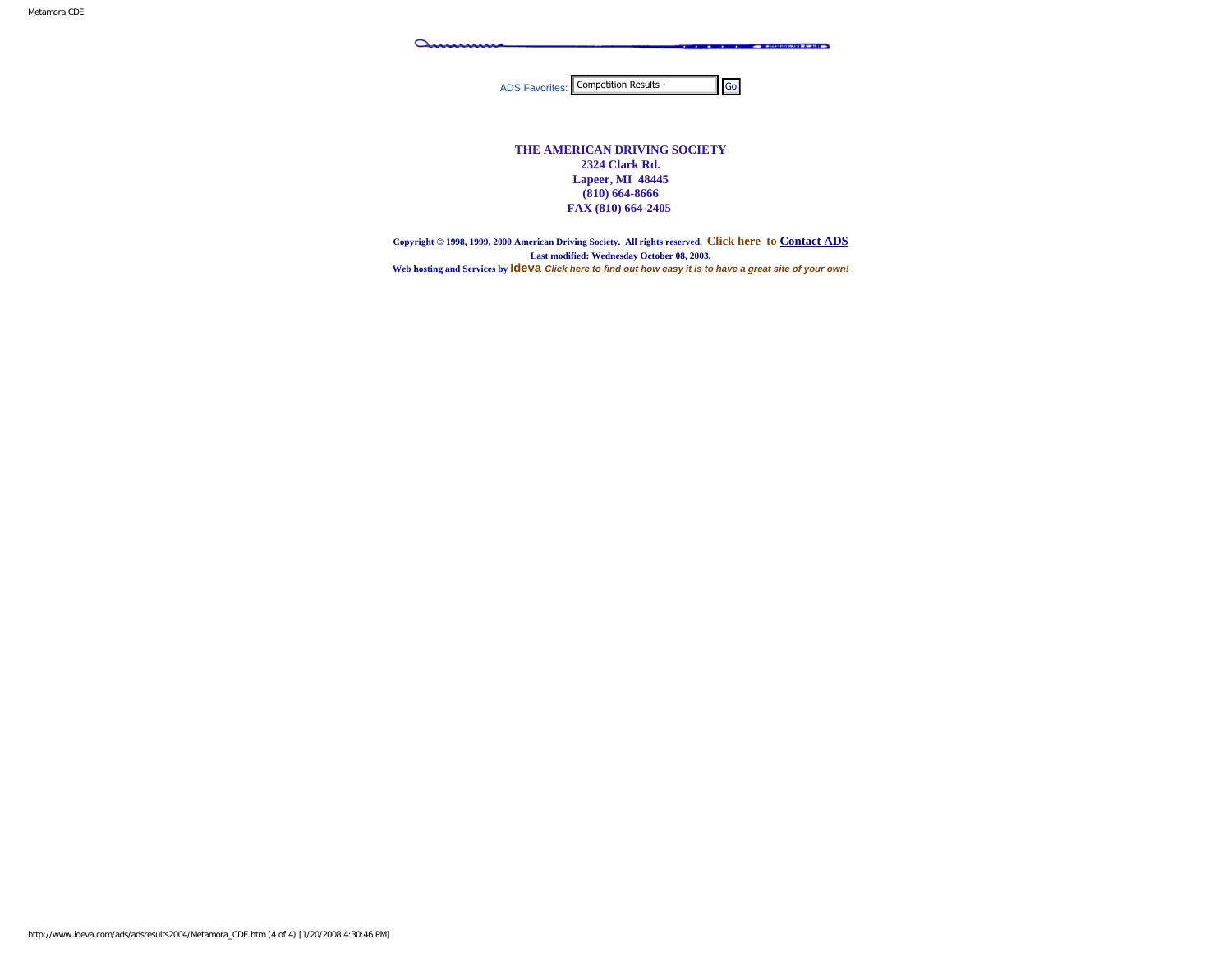ADS Favorites: Competition Results - Go

**THE AMERICAN DRIVING SOCIETY**
**2324 Clark Rd.**
**Lapeer, MI  48445**
**(810) 664-8666**
**FAX (810) 664-2405**

**Copyright © 1998, 1999, 2000 American Driving Society.  All rights reserved.** **Click here  to Contact ADS**
**Last modified: Wednesday October 08, 2003.**
**Web hosting and Services by** **Ideva** ***Click here to find out how easy it is to have a great site of your own!***